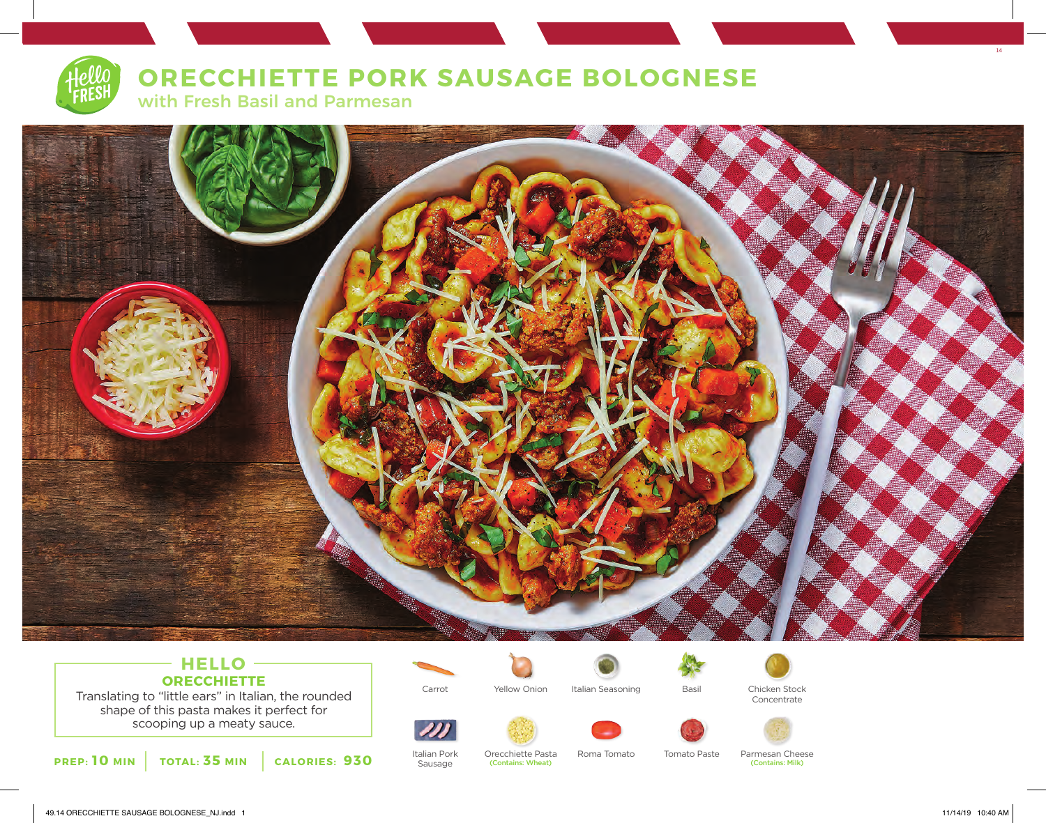# ORECCHIETTE PORK SAUSAGE BOLOGNESE

## with Fresh Basil and Parmesan

### HELLO ORECCHIETTE

Translating to "little ears" in Italian, the rounded shape of this pasta makes it perfect for scooping up a meaty sauce.

**PREP: 10 MIN** | **TOTAL: 35 MIN** | **CALORIES: 930**

- Carrot
- Yellow Onion
- Italian Seasoning
- Basil
- Chicken Stock Concentrate
- Italian Pork Sausage
- Orecchiette Pasta (Contains: Wheat)
- Roma Tomato
- Tomato Paste
- Parmesan Cheese (Contains: Milk)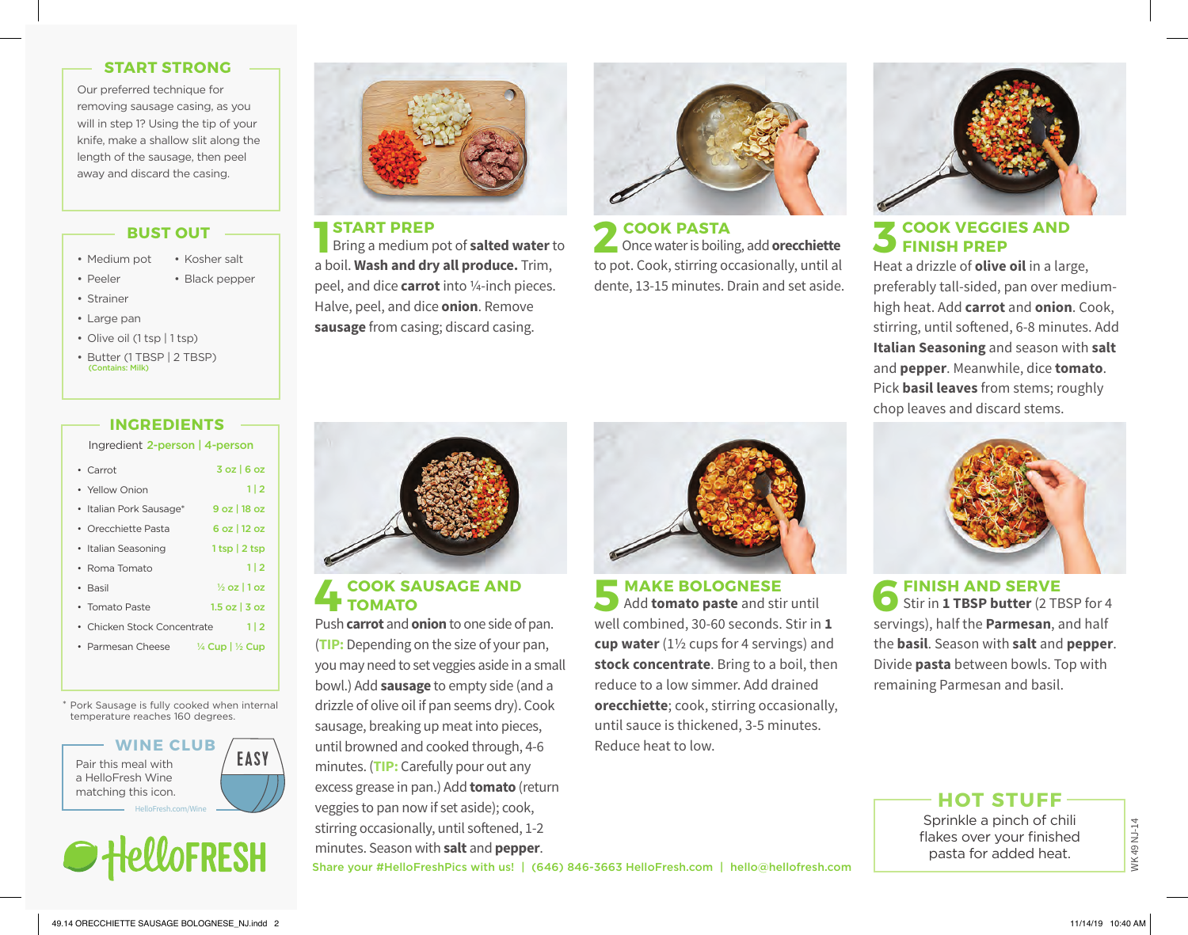## START STRONG

Our preferred technique for removing sausage casing, as you will in step 1? Using the tip of your knife, make a shallow slit along the length of the sausage, then peel away and discard the casing.

## BUST OUT

- Medium pot
- Peeler
- Strainer
- Large pan
- Olive oil (1 tsp | 1 tsp)
- Butter (1 TBSP | 2 TBSP) (Contains: Milk)
- Kosher salt
- Black pepper

## INGREDIENTS

| Ingredient | 2-person \| 4-person |
|---|---|
| Carrot | 3 oz \| 6 oz |
| Yellow Onion | 1 \| 2 |
| Italian Pork Sausage* | 9 oz \| 18 oz |
| Orecchiette Pasta | 6 oz \| 12 oz |
| Italian Seasoning | 1 tsp \| 2 tsp |
| Roma Tomato | 1 \| 2 |
| Basil | ½ oz \| 1 oz |
| Tomato Paste | 1.5 oz \| 3 oz |
| Chicken Stock Concentrate | 1 \| 2 |
| Parmesan Cheese | ¼ Cup \| ½ Cup |

\* Pork Sausage is fully cooked when internal temperature reaches 160 degrees.

## WINE CLUB

Pair this meal with a HelloFresh Wine matching this icon.

EASY

HelloFresh.com/Wine

HelloFRESH

### 1 START PREP

Bring a medium pot of **salted water** to a boil. **Wash and dry all produce.** Trim, peel, and dice **carrot** into ¼-inch pieces. Halve, peel, and dice **onion**. Remove **sausage** from casing; discard casing.

### 2 COOK PASTA

Once water is boiling, add **orecchiette** to pot. Cook, stirring occasionally, until al dente, 13-15 minutes. Drain and set aside.

### 3 COOK VEGGIES AND FINISH PREP

Heat a drizzle of **olive oil** in a large, preferably tall-sided, pan over medium-high heat. Add **carrot** and **onion**. Cook, stirring, until softened, 6-8 minutes. Add **Italian Seasoning** and season with **salt** and **pepper**. Meanwhile, dice **tomato**. Pick **basil leaves** from stems; roughly chop leaves and discard stems.

### 4 COOK SAUSAGE AND TOMATO

Push **carrot** and **onion** to one side of pan. (**TIP:** Depending on the size of your pan, you may need to set veggies aside in a small bowl.) Add **sausage** to empty side (and a drizzle of olive oil if pan seems dry). Cook sausage, breaking up meat into pieces, until browned and cooked through, 4-6 minutes. (**TIP:** Carefully pour out any excess grease in pan.) Add **tomato** (return veggies to pan now if set aside); cook, stirring occasionally, until softened, 1-2 minutes. Season with **salt** and **pepper**.

### 5 MAKE BOLOGNESE

Add **tomato paste** and stir until well combined, 30-60 seconds. Stir in **1 cup water** (1½ cups for 4 servings) and **stock concentrate**. Bring to a boil, then reduce to a low simmer. Add drained **orecchiette**; cook, stirring occasionally, until sauce is thickened, 3-5 minutes. Reduce heat to low.

### 6 FINISH AND SERVE

Stir in **1 TBSP butter** (2 TBSP for 4 servings), half the **Parmesan**, and half the **basil**. Season with **salt** and **pepper**. Divide **pasta** between bowls. Top with remaining Parmesan and basil.

## HOT STUFF

Sprinkle a pinch of chili flakes over your finished pasta for added heat.

Share your #HelloFreshPics with us! | (646) 846-3663 HelloFresh.com | hello@hellofresh.com

WK 49 NJ-14